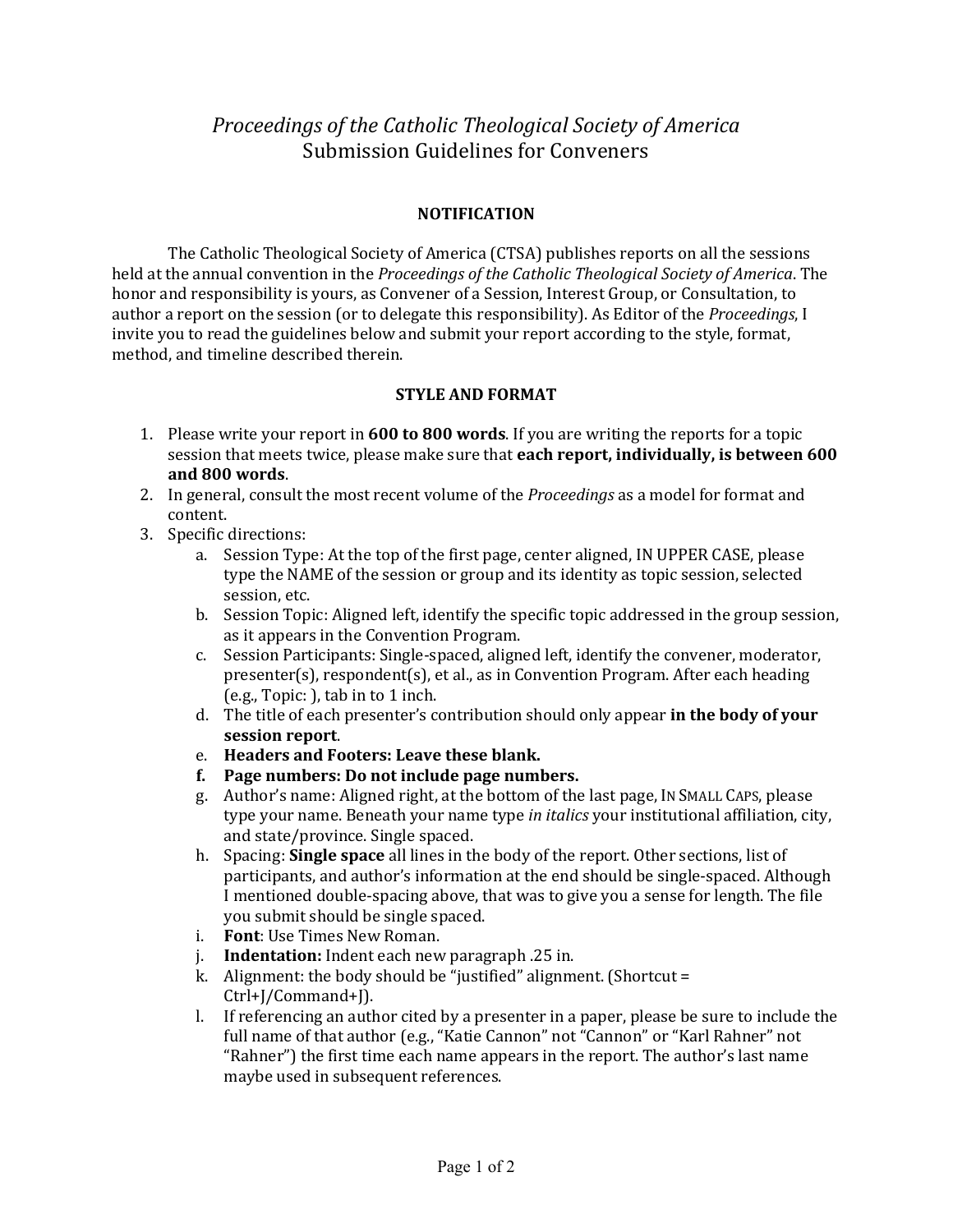# *Proceedings of the Catholic Theological Society of America*
## Submission Guidelines for Conveners

### NOTIFICATION

The Catholic Theological Society of America (CTSA) publishes reports on all the sessions held at the annual convention in the *Proceedings of the Catholic Theological Society of America*. The honor and responsibility is yours, as Convener of a Session, Interest Group, or Consultation, to author a report on the session (or to delegate this responsibility). As Editor of the *Proceedings*, I invite you to read the guidelines below and submit your report according to the style, format, method, and timeline described therein.

### STYLE AND FORMAT

1. Please write your report in **600 to 800 words**. If you are writing the reports for a topic session that meets twice, please make sure that **each report, individually, is between 600 and 800 words**.
2. In general, consult the most recent volume of the *Proceedings* as a model for format and content.
3. Specific directions:
   a. Session Type: At the top of the first page, center aligned, IN UPPER CASE, please type the NAME of the session or group and its identity as topic session, selected session, etc.
   b. Session Topic: Aligned left, identify the specific topic addressed in the group session, as it appears in the Convention Program.
   c. Session Participants: Single-spaced, aligned left, identify the convener, moderator, presenter(s), respondent(s), et al., as in Convention Program. After each heading (e.g., Topic: ), tab in to 1 inch.
   d. The title of each presenter's contribution should only appear **in the body of your session report**.
   e. **Headers and Footers: Leave these blank.**
   f. **Page numbers: Do not include page numbers.**
   g. Author's name: Aligned right, at the bottom of the last page, IN SMALL CAPS, please type your name. Beneath your name type *in italics* your institutional affiliation, city, and state/province. Single spaced.
   h. Spacing: **Single space** all lines in the body of the report. Other sections, list of participants, and author's information at the end should be single-spaced. Although I mentioned double-spacing above, that was to give you a sense for length. The file you submit should be single spaced.
   i. **Font**: Use Times New Roman.
   j. **Indentation:** Indent each new paragraph .25 in.
   k. Alignment: the body should be "justified" alignment. (Shortcut = Ctrl+J/Command+J).
   l. If referencing an author cited by a presenter in a paper, please be sure to include the full name of that author (e.g., "Katie Cannon" not "Cannon" or "Karl Rahner" not "Rahner") the first time each name appears in the report. The author's last name maybe used in subsequent references.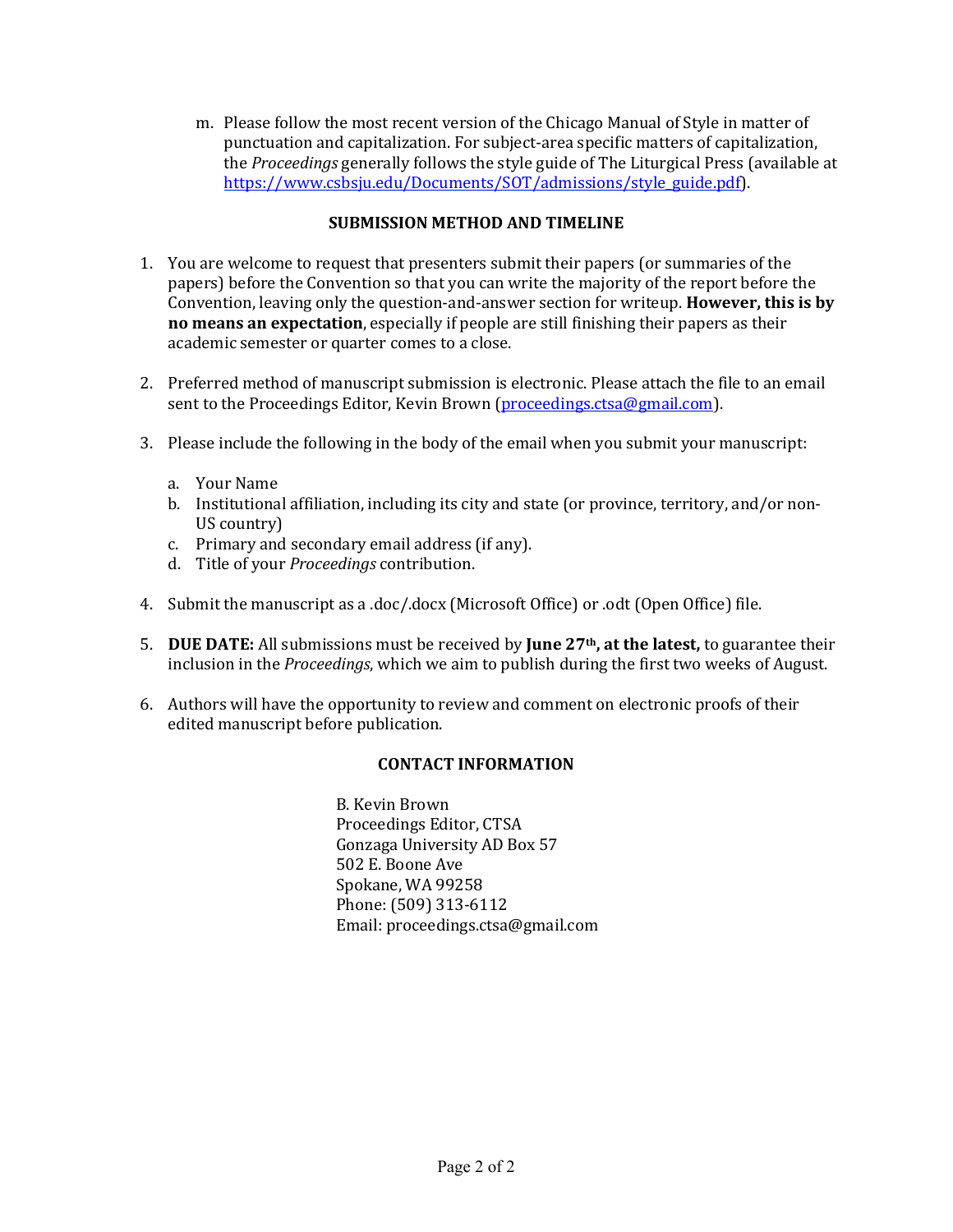m. Please follow the most recent version of the Chicago Manual of Style in matter of punctuation and capitalization. For subject-area specific matters of capitalization, the *Proceedings* generally follows the style guide of The Liturgical Press (available at https://www.csbsju.edu/Documents/SOT/admissions/style_guide.pdf).

## SUBMISSION METHOD AND TIMELINE

1. You are welcome to request that presenters submit their papers (or summaries of the papers) before the Convention so that you can write the majority of the report before the Convention, leaving only the question-and-answer section for writeup. **However, this is by no means an expectation**, especially if people are still finishing their papers as their academic semester or quarter comes to a close.

2. Preferred method of manuscript submission is electronic. Please attach the file to an email sent to the Proceedings Editor, Kevin Brown (proceedings.ctsa@gmail.com).

3. Please include the following in the body of the email when you submit your manuscript:

   a. Your Name
   b. Institutional affiliation, including its city and state (or province, territory, and/or non-US country)
   c. Primary and secondary email address (if any).
   d. Title of your *Proceedings* contribution.

4. Submit the manuscript as a .doc/.docx (Microsoft Office) or .odt (Open Office) file.

5. **DUE DATE:** All submissions must be received by **June 27th, at the latest,** to guarantee their inclusion in the *Proceedings*, which we aim to publish during the first two weeks of August.

6. Authors will have the opportunity to review and comment on electronic proofs of their edited manuscript before publication.

## CONTACT INFORMATION

B. Kevin Brown
Proceedings Editor, CTSA
Gonzaga University AD Box 57
502 E. Boone Ave
Spokane, WA 99258
Phone: (509) 313-6112
Email: proceedings.ctsa@gmail.com